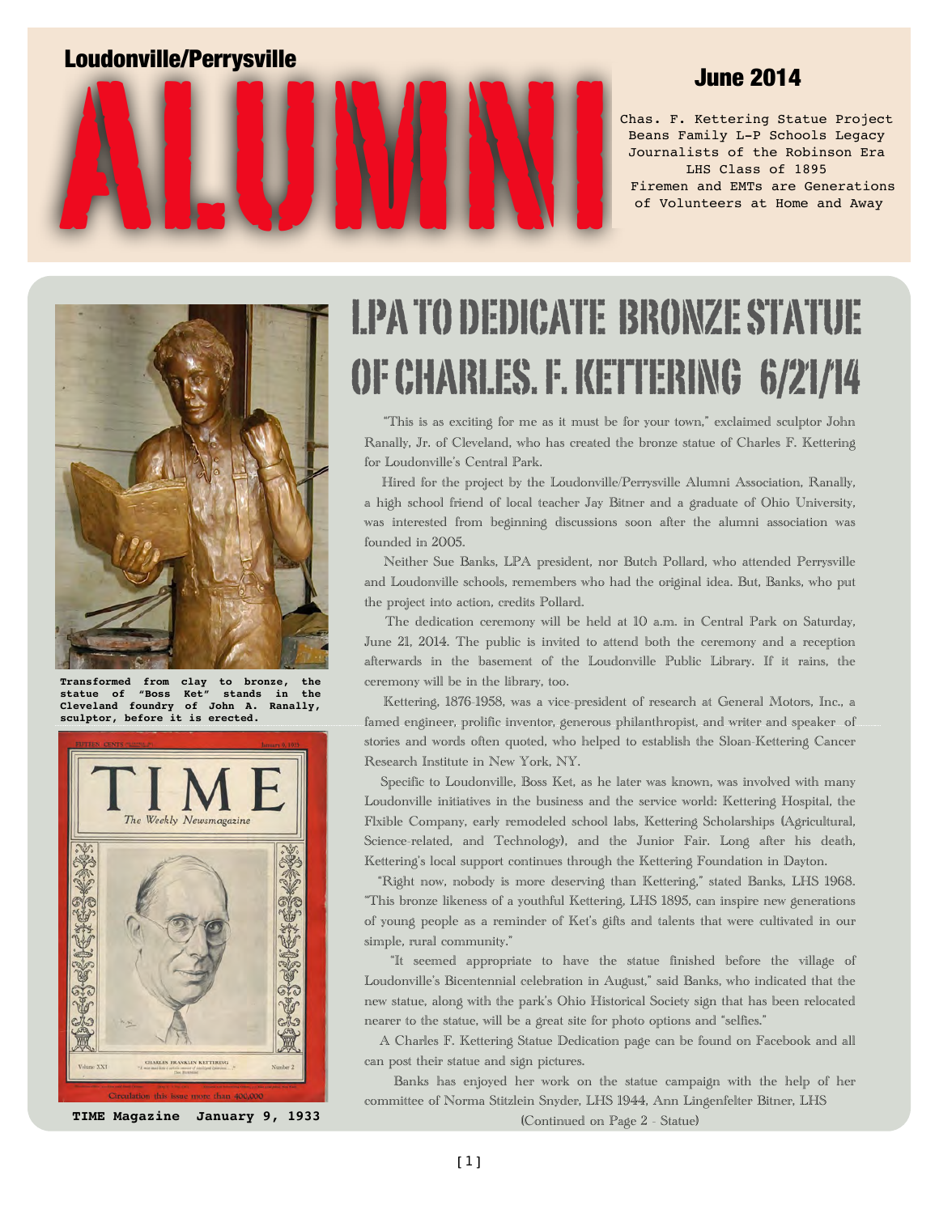# Loudonville/Perrysville ALUMNI

## June 2014

Chas. F. Kettering Statue Project
Beans Family L-P Schools Legacy
Journalists of the Robinson Era
LHS Class of 1895
Firemen and EMTs are Generations of Volunteers at Home and Away

# LPA TO DEDICATE BRONZE STATUE OF CHARLES. F. KETTERING 6/21/14

**Transformed from clay to bronze, the statue of "Boss Ket" stands in the Cleveland foundry of John A. Ranally, sculptor, before it is erected.**

**TIME Magazine January 9, 1933**

"This is as exciting for me as it must be for your town," exclaimed sculptor John Ranally, Jr. of Cleveland, who has created the bronze statue of Charles F. Kettering for Loudonville's Central Park.

Hired for the project by the Loudonville/Perrysville Alumni Association, Ranally, a high school friend of local teacher Jay Bitner and a graduate of Ohio University, was interested from beginning discussions soon after the alumni association was founded in 2005.

Neither Sue Banks, LPA president, nor Butch Pollard, who attended Perrysville and Loudonville schools, remembers who had the original idea. But, Banks, who put the project into action, credits Pollard.

The dedication ceremony will be held at 10 a.m. in Central Park on Saturday, June 21, 2014. The public is invited to attend both the ceremony and a reception afterwards in the basement of the Loudonville Public Library. If it rains, the ceremony will be in the library, too.

Kettering, 1876-1958, was a vice-president of research at General Motors, Inc., a famed engineer, prolific inventor, generous philanthropist, and writer and speaker of stories and words often quoted, who helped to establish the Sloan-Kettering Cancer Research Institute in New York, NY.

Specific to Loudonville, Boss Ket, as he later was known, was involved with many Loudonville initiatives in the business and the service world: Kettering Hospital, the Flxible Company, early remodeled school labs, Kettering Scholarships (Agricultural, Science-related, and Technology), and the Junior Fair. Long after his death, Kettering's local support continues through the Kettering Foundation in Dayton.

"Right now, nobody is more deserving than Kettering," stated Banks, LHS 1968. "This bronze likeness of a youthful Kettering, LHS 1895, can inspire new generations of young people as a reminder of Ket's gifts and talents that were cultivated in our simple, rural community."

"It seemed appropriate to have the statue finished before the village of Loudonville's Bicentennial celebration in August," said Banks, who indicated that the new statue, along with the park's Ohio Historical Society sign that has been relocated nearer to the statue, will be a great site for photo options and "selfies."

A Charles F. Kettering Statue Dedication page can be found on Facebook and all can post their statue and sign pictures.

Banks has enjoyed her work on the statue campaign with the help of her committee of Norma Stitzlein Snyder, LHS 1944, Ann Lingenfelter Bitner, LHS

(Continued on Page 2 - Statue)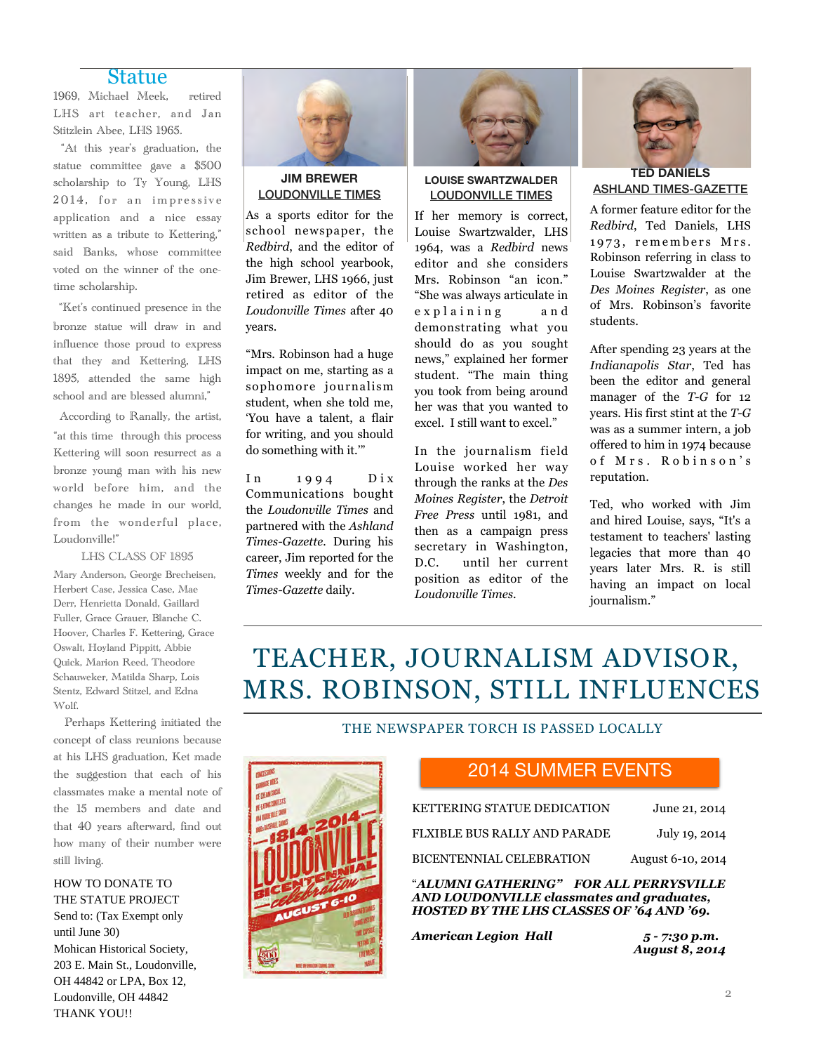## Statue

1969, Michael Meek, retired LHS art teacher, and Jan Stitzlein Abee, LHS 1965.

"At this year's graduation, the statue committee gave a $500 scholarship to Ty Young, LHS 2014, for an impressive application and a nice essay written as a tribute to Kettering," said Banks, whose committee voted on the winner of the one-time scholarship.

"Ket's continued presence in the bronze statue will draw in and influence those proud to express that they and Kettering, LHS 1895, attended the same high school and are blessed alumni,"

According to Ranally, the artist, "at this time through this process Kettering will soon resurrect as a bronze young man with his new world before him, and the changes he made in our world, from the wonderful place, Loudonville!"

LHS CLASS OF 1895

Mary Anderson, George Brecheisen, Herbert Case, Jessica Case, Mae Derr, Henrietta Donald, Gaillard Fuller, Grace Grauer, Blanche C. Hoover, Charles F. Kettering, Grace Oswalt, Hoyland Pippitt, Abbie Quick, Marion Reed, Theodore Schauweker, Matilda Sharp, Lois Stentz, Edward Stitzel, and Edna Wolf.

Perhaps Kettering initiated the concept of class reunions because at his LHS graduation, Ket made the suggestion that each of his classmates make a mental note of the 15 members and date and that 40 years afterward, find out how many of their number were still living.

HOW TO DONATE TO THE STATUE PROJECT
Send to: (Tax Exempt only until June 30)
Mohican Historical Society, 203 E. Main St., Loudonville, OH 44842 or LPA, Box 12, Loudonville, OH 44842
THANK YOU!!

**JIM BREWER**
**LOUDONVILLE TIMES**

As a sports editor for the school newspaper, the *Redbird*, and the editor of the high school yearbook, Jim Brewer, LHS 1966, just retired as editor of the *Loudonville Times* after 40 years.

"Mrs. Robinson had a huge impact on me, starting as a sophomore journalism student, when she told me, 'You have a talent, a flair for writing, and you should do something with it.'"

In 1994 Dix Communications bought the *Loudonville Times* and partnered with the *Ashland Times-Gazette*. During his career, Jim reported for the *Times* weekly and for the *Times-Gazette* daily.

**LOUISE SWARTZWALDER**
**LOUDONVILLE TIMES**

If her memory is correct, Louise Swartzwalder, LHS 1964, was a *Redbird* news editor and she considers Mrs. Robinson "an icon." "She was always articulate in explaining and demonstrating what you should do as you sought news," explained her former student. "The main thing you took from being around her was that you wanted to excel. I still want to excel."

In the journalism field Louise worked her way through the ranks at the *Des Moines Register*, the *Detroit Free Press* until 1981, and then as a campaign press secretary in Washington, D.C. until her current position as editor of the *Loudonville Times*.

**TED DANIELS**
**ASHLAND TIMES-GAZETTE**

A former feature editor for the *Redbird*, Ted Daniels, LHS 1973, remembers Mrs. Robinson referring in class to Louise Swartzwalder at the *Des Moines Register*, as one of Mrs. Robinson's favorite students.

After spending 23 years at the *Indianapolis Star*, Ted has been the editor and general manager of the *T-G* for 12 years. His first stint at the *T-G* was as a summer intern, a job offered to him in 1974 because of Mrs. Robinson's reputation.

Ted, who worked with Jim and hired Louise, says, "It's a testament to teachers' lasting legacies that more than 40 years later Mrs. R. is still having an impact on local journalism."

# TEACHER, JOURNALISM ADVISOR, MRS. ROBINSON, STILL INFLUENCES

THE NEWSPAPER TORCH IS PASSED LOCALLY

## 2014 SUMMER EVENTS

| | |
|---|---|
| KETTERING STATUE DEDICATION | June 21, 2014 |
| FLXIBLE BUS RALLY AND PARADE | July 19, 2014 |
| BICENTENNIAL CELEBRATION | August 6-10, 2014 |

***"ALUMNI GATHERING" FOR ALL PERRYSVILLE AND LOUDONVILLE classmates and graduates, HOSTED BY THE LHS CLASSES OF '64 AND '69.***

***American Legion Hall*** — ***5 - 7:30 p.m. August 8, 2014***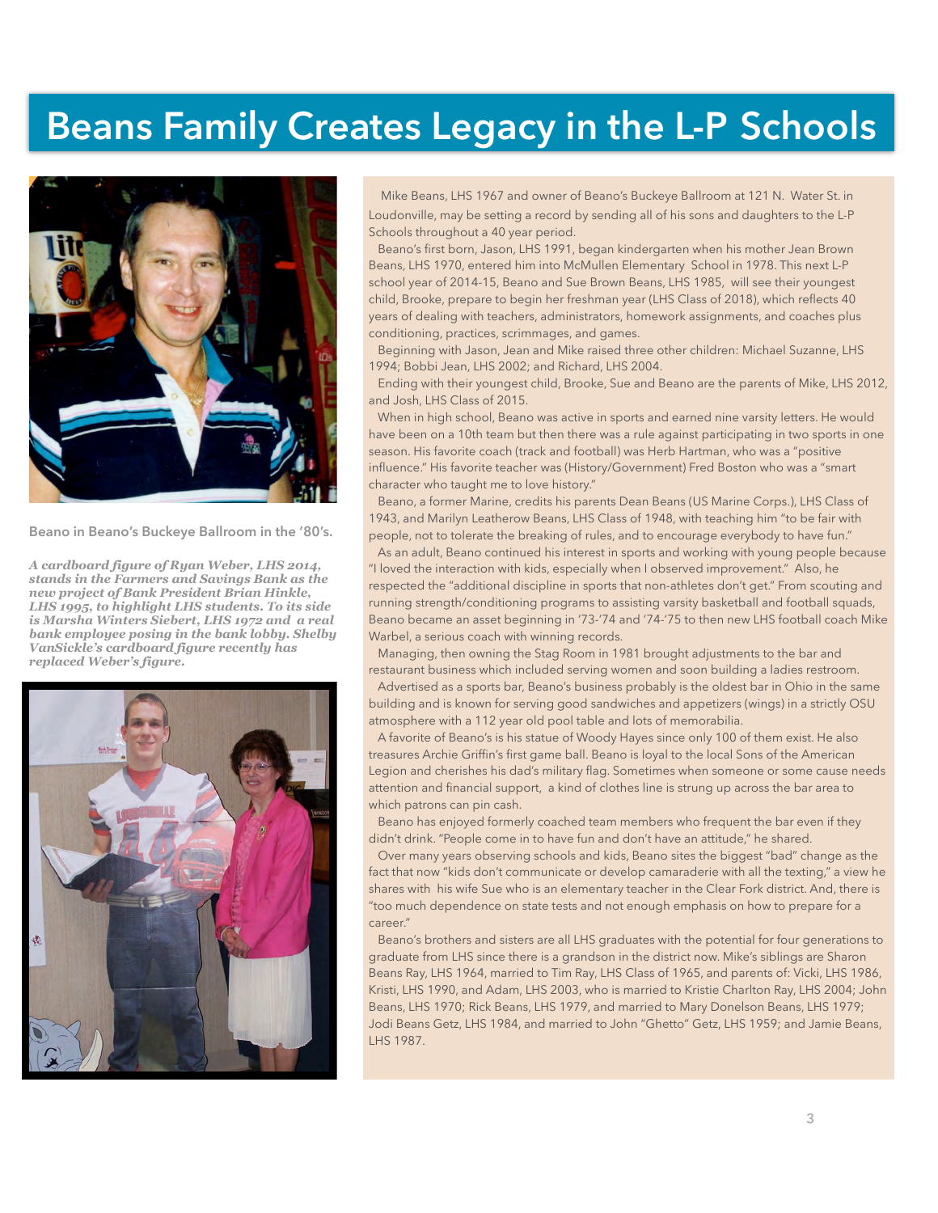# Beans Family Creates Legacy in the L-P Schools

Beano in Beano's Buckeye Ballroom in the '80's.

***A cardboard figure of Ryan Weber, LHS 2014, stands in the Farmers and Savings Bank as the new project of Bank President Brian Hinkle, LHS 1995, to highlight LHS students. To its side is Marsha Winters Siebert, LHS 1972 and a real bank employee posing in the bank lobby. Shelby VanSickle's cardboard figure recently has replaced Weber's figure.***

Mike Beans, LHS 1967 and owner of Beano's Buckeye Ballroom at 121 N. Water St. in Loudonville, may be setting a record by sending all of his sons and daughters to the L-P Schools throughout a 40 year period.

Beano's first born, Jason, LHS 1991, began kindergarten when his mother Jean Brown Beans, LHS 1970, entered him into McMullen Elementary School in 1978. This next L-P school year of 2014-15, Beano and Sue Brown Beans, LHS 1985, will see their youngest child, Brooke, prepare to begin her freshman year (LHS Class of 2018), which reflects 40 years of dealing with teachers, administrators, homework assignments, and coaches plus conditioning, practices, scrimmages, and games.

Beginning with Jason, Jean and Mike raised three other children: Michael Suzanne, LHS 1994; Bobbi Jean, LHS 2002; and Richard, LHS 2004.

Ending with their youngest child, Brooke, Sue and Beano are the parents of Mike, LHS 2012, and Josh, LHS Class of 2015.

When in high school, Beano was active in sports and earned nine varsity letters. He would have been on a 10th team but then there was a rule against participating in two sports in one season. His favorite coach (track and football) was Herb Hartman, who was a "positive influence." His favorite teacher was (History/Government) Fred Boston who was a "smart character who taught me to love history."

Beano, a former Marine, credits his parents Dean Beans (US Marine Corps.), LHS Class of 1943, and Marilyn Leatherow Beans, LHS Class of 1948, with teaching him "to be fair with people, not to tolerate the breaking of rules, and to encourage everybody to have fun."

As an adult, Beano continued his interest in sports and working with young people because "I loved the interaction with kids, especially when I observed improvement." Also, he respected the "additional discipline in sports that non-athletes don't get." From scouting and running strength/conditioning programs to assisting varsity basketball and football squads, Beano became an asset beginning in '73-'74 and '74-'75 to then new LHS football coach Mike Warbel, a serious coach with winning records.

Managing, then owning the Stag Room in 1981 brought adjustments to the bar and restaurant business which included serving women and soon building a ladies restroom.

Advertised as a sports bar, Beano's business probably is the oldest bar in Ohio in the same building and is known for serving good sandwiches and appetizers (wings) in a strictly OSU atmosphere with a 112 year old pool table and lots of memorabilia.

A favorite of Beano's is his statue of Woody Hayes since only 100 of them exist. He also treasures Archie Griffin's first game ball. Beano is loyal to the local Sons of the American Legion and cherishes his dad's military flag. Sometimes when someone or some cause needs attention and financial support, a kind of clothes line is strung up across the bar area to which patrons can pin cash.

Beano has enjoyed formerly coached team members who frequent the bar even if they didn't drink. "People come in to have fun and don't have an attitude," he shared.

Over many years observing schools and kids, Beano sites the biggest "bad" change as the fact that now "kids don't communicate or develop camaraderie with all the texting," a view he shares with his wife Sue who is an elementary teacher in the Clear Fork district. And, there is "too much dependence on state tests and not enough emphasis on how to prepare for a career."

Beano's brothers and sisters are all LHS graduates with the potential for four generations to graduate from LHS since there is a grandson in the district now. Mike's siblings are Sharon Beans Ray, LHS 1964, married to Tim Ray, LHS Class of 1965, and parents of: Vicki, LHS 1986, Kristi, LHS 1990, and Adam, LHS 2003, who is married to Kristie Charlton Ray, LHS 2004; John Beans, LHS 1970; Rick Beans, LHS 1979, and married to Mary Donelson Beans, LHS 1979; Jodi Beans Getz, LHS 1984, and married to John "Ghetto" Getz, LHS 1959; and Jamie Beans, LHS 1987.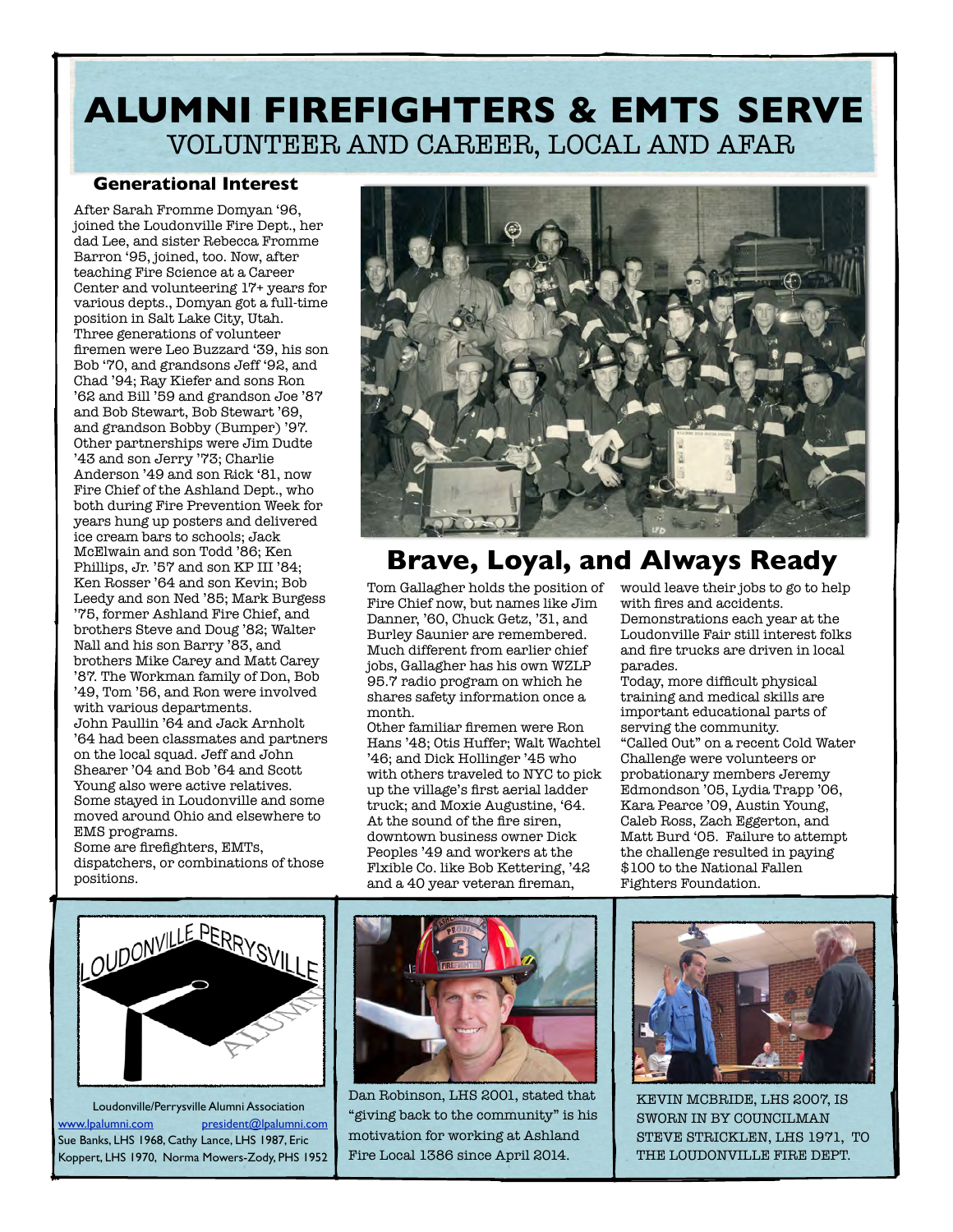# ALUMNI FIREFIGHTERS & EMTS SERVE

## VOLUNTEER AND CAREER, LOCAL AND AFAR

### Generational Interest

After Sarah Fromme Domyan '96, joined the Loudonville Fire Dept., her dad Lee, and sister Rebecca Fromme Barron '95, joined, too. Now, after teaching Fire Science at a Career Center and volunteering 17+ years for various depts., Domyan got a full-time position in Salt Lake City, Utah. Three generations of volunteer firemen were Leo Buzzard '39, his son Bob '70, and grandsons Jeff '92, and Chad '94; Ray Kiefer and sons Ron '62 and Bill '59 and grandson Joe '87 and Bob Stewart, Bob Stewart '69, and grandson Bobby (Bumper) '97. Other partnerships were Jim Dudte '43 and son Jerry '73; Charlie Anderson '49 and son Rick '81, now Fire Chief of the Ashland Dept., who both during Fire Prevention Week for years hung up posters and delivered ice cream bars to schools; Jack McElwain and son Todd '86; Ken Phillips, Jr. '57 and son KP III '84; Ken Rosser '64 and son Kevin; Bob Leedy and son Ned '85; Mark Burgess '75, former Ashland Fire Chief, and brothers Steve and Doug '82; Walter Nall and his son Barry '83, and brothers Mike Carey and Matt Carey '87. The Workman family of Don, Bob '49, Tom '56, and Ron were involved with various departments.
John Paullin '64 and Jack Arnholt '64 had been classmates and partners on the local squad. Jeff and John Shearer '04 and Bob '64 and Scott Young also were active relatives. Some stayed in Loudonville and some moved around Ohio and elsewhere to EMS programs.
Some are firefighters, EMTs, dispatchers, or combinations of those positions.

## Brave, Loyal, and Always Ready

Tom Gallagher holds the position of Fire Chief now, but names like Jim Danner, '60, Chuck Getz, '31, and Burley Saunier are remembered. Much different from earlier chief jobs, Gallagher has his own WZLP 95.7 radio program on which he shares safety information once a month.
Other familiar firemen were Ron Hans '48; Otis Huffer; Walt Wachtel '46; and Dick Hollinger '45 who with others traveled to NYC to pick up the village's first aerial ladder truck; and Moxie Augustine, '64. At the sound of the fire siren, downtown business owner Dick Peoples '49 and workers at the Flxible Co. like Bob Kettering, '42 and a 40 year veteran fireman, would leave their jobs to go to help with fires and accidents.
Demonstrations each year at the Loudonville Fair still interest folks and fire trucks are driven in local parades.
Today, more difficult physical training and medical skills are important educational parts of serving the community.
"Called Out" on a recent Cold Water Challenge were volunteers or probationary members Jeremy Edmondson '05, Lydia Trapp '06, Kara Pearce '09, Austin Young, Caleb Ross, Zach Eggerton, and Matt Burd '05. Failure to attempt the challenge resulted in paying $100 to the National Fallen Fighters Foundation.

Loudonville/Perrysville Alumni Association
www.lpalumni.com president@lpalumni.com
Sue Banks, LHS 1968, Cathy Lance, LHS 1987, Eric Koppert, LHS 1970, Norma Mowers-Zody, PHS 1952

Dan Robinson, LHS 2001, stated that "giving back to the community" is his motivation for working at Ashland Fire Local 1386 since April 2014.

KEVIN MCBRIDE, LHS 2007, IS SWORN IN BY COUNCILMAN STEVE STRICKLEN, LHS 1971, TO THE LOUDONVILLE FIRE DEPT.